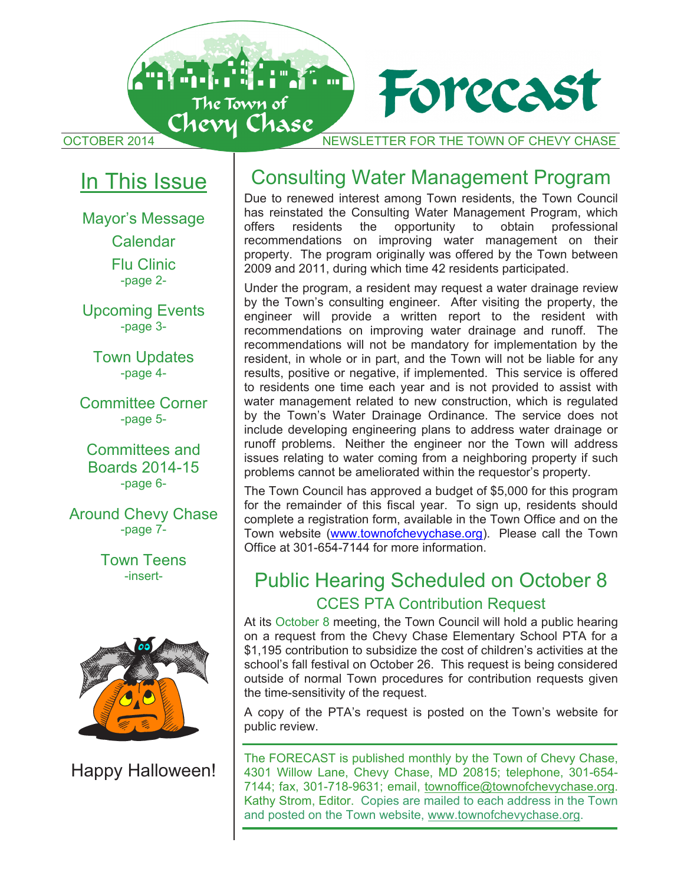# The Town of Chevy Chase Forecast

OCTOBER 2014 — NEWSLETTER FOR THE TOWN OF CHEVY CHASE

## In This Issue

Mayor's Message
Calendar
Flu Clinic
-page 2-

Upcoming Events
-page 3-

Town Updates
-page 4-

Committee Corner
-page 5-

Committees and Boards 2014-15
-page 6-

Around Chevy Chase
-page 7-

Town Teens
-insert-

Happy Halloween!

## Consulting Water Management Program

Due to renewed interest among Town residents, the Town Council has reinstated the Consulting Water Management Program, which offers residents the opportunity to obtain professional recommendations on improving water management on their property. The program originally was offered by the Town between 2009 and 2011, during which time 42 residents participated.

Under the program, a resident may request a water drainage review by the Town's consulting engineer. After visiting the property, the engineer will provide a written report to the resident with recommendations on improving water drainage and runoff. The recommendations will not be mandatory for implementation by the resident, in whole or in part, and the Town will not be liable for any results, positive or negative, if implemented. This service is offered to residents one time each year and is not provided to assist with water management related to new construction, which is regulated by the Town's Water Drainage Ordinance. The service does not include developing engineering plans to address water drainage or runoff problems. Neither the engineer nor the Town will address issues relating to water coming from a neighboring property if such problems cannot be ameliorated within the requestor's property.

The Town Council has approved a budget of $5,000 for this program for the remainder of this fiscal year. To sign up, residents should complete a registration form, available in the Town Office and on the Town website (www.townofchevychase.org). Please call the Town Office at 301-654-7144 for more information.

## Public Hearing Scheduled on October 8

### CCES PTA Contribution Request

At its October 8 meeting, the Town Council will hold a public hearing on a request from the Chevy Chase Elementary School PTA for a $1,195 contribution to subsidize the cost of children's activities at the school's fall festival on October 26. This request is being considered outside of normal Town procedures for contribution requests given the time-sensitivity of the request.

A copy of the PTA's request is posted on the Town's website for public review.

---

The FORECAST is published monthly by the Town of Chevy Chase, 4301 Willow Lane, Chevy Chase, MD 20815; telephone, 301-654-7144; fax, 301-718-9631; email, townoffice@townofchevychase.org. Kathy Strom, Editor. Copies are mailed to each address in the Town and posted on the Town website, www.townofchevychase.org.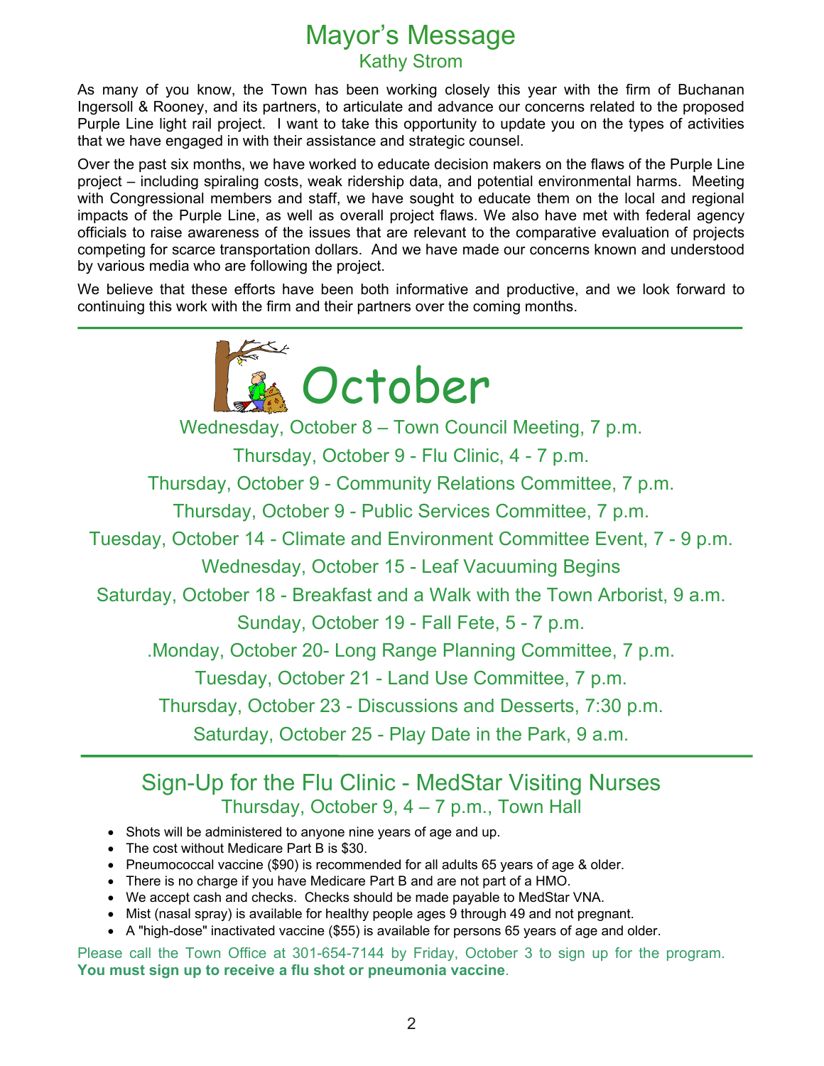# Mayor's Message

### Kathy Strom

As many of you know, the Town has been working closely this year with the firm of Buchanan Ingersoll & Rooney, and its partners, to articulate and advance our concerns related to the proposed Purple Line light rail project. I want to take this opportunity to update you on the types of activities that we have engaged in with their assistance and strategic counsel.

Over the past six months, we have worked to educate decision makers on the flaws of the Purple Line project – including spiraling costs, weak ridership data, and potential environmental harms. Meeting with Congressional members and staff, we have sought to educate them on the local and regional impacts of the Purple Line, as well as overall project flaws. We also have met with federal agency officials to raise awareness of the issues that are relevant to the comparative evaluation of projects competing for scarce transportation dollars. And we have made our concerns known and understood by various media who are following the project.

We believe that these efforts have been both informative and productive, and we look forward to continuing this work with the firm and their partners over the coming months.

---

# October

Wednesday, October 8 – Town Council Meeting, 7 p.m.

Thursday, October 9 - Flu Clinic, 4 - 7 p.m.

Thursday, October 9 - Community Relations Committee, 7 p.m.

Thursday, October 9 - Public Services Committee, 7 p.m.

Tuesday, October 14 - Climate and Environment Committee Event, 7 - 9 p.m.

Wednesday, October 15 - Leaf Vacuuming Begins

Saturday, October 18 - Breakfast and a Walk with the Town Arborist, 9 a.m.

Sunday, October 19 - Fall Fete, 5 - 7 p.m.

.Monday, October 20- Long Range Planning Committee, 7 p.m.

Tuesday, October 21 - Land Use Committee, 7 p.m.

Thursday, October 23 - Discussions and Desserts, 7:30 p.m.

Saturday, October 25 - Play Date in the Park, 9 a.m.

---

## Sign-Up for the Flu Clinic - MedStar Visiting Nurses

### Thursday, October 9, 4 – 7 p.m., Town Hall

- Shots will be administered to anyone nine years of age and up.
- The cost without Medicare Part B is $30.
- Pneumococcal vaccine ($90) is recommended for all adults 65 years of age & older.
- There is no charge if you have Medicare Part B and are not part of a HMO.
- We accept cash and checks. Checks should be made payable to MedStar VNA.
- Mist (nasal spray) is available for healthy people ages 9 through 49 and not pregnant.
- A "high-dose" inactivated vaccine ($55) is available for persons 65 years of age and older.

Please call the Town Office at 301-654-7144 by Friday, October 3 to sign up for the program. **You must sign up to receive a flu shot or pneumonia vaccine**.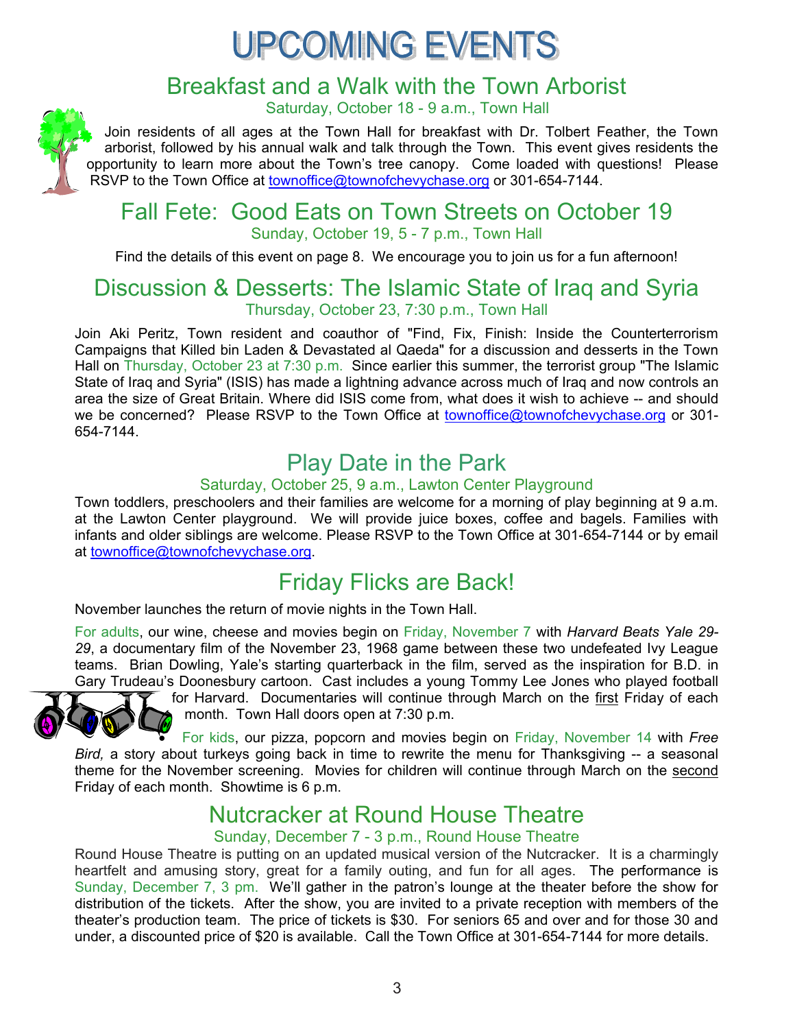# UPCOMING EVENTS

## Breakfast and a Walk with the Town Arborist

Saturday, October 18 - 9 a.m., Town Hall

Join residents of all ages at the Town Hall for breakfast with Dr. Tolbert Feather, the Town arborist, followed by his annual walk and talk through the Town. This event gives residents the opportunity to learn more about the Town's tree canopy. Come loaded with questions! Please RSVP to the Town Office at townoffice@townofchevychase.org or 301-654-7144.

## Fall Fete: Good Eats on Town Streets on October 19

Sunday, October 19, 5 - 7 p.m., Town Hall

Find the details of this event on page 8. We encourage you to join us for a fun afternoon!

## Discussion & Desserts: The Islamic State of Iraq and Syria

Thursday, October 23, 7:30 p.m., Town Hall

Join Aki Peritz, Town resident and coauthor of "Find, Fix, Finish: Inside the Counterterrorism Campaigns that Killed bin Laden & Devastated al Qaeda" for a discussion and desserts in the Town Hall on Thursday, October 23 at 7:30 p.m. Since earlier this summer, the terrorist group "The Islamic State of Iraq and Syria" (ISIS) has made a lightning advance across much of Iraq and now controls an area the size of Great Britain. Where did ISIS come from, what does it wish to achieve -- and should we be concerned? Please RSVP to the Town Office at townoffice@townofchevychase.org or 301-654-7144.

## Play Date in the Park

Saturday, October 25, 9 a.m., Lawton Center Playground

Town toddlers, preschoolers and their families are welcome for a morning of play beginning at 9 a.m. at the Lawton Center playground. We will provide juice boxes, coffee and bagels. Families with infants and older siblings are welcome. Please RSVP to the Town Office at 301-654-7144 or by email at townoffice@townofchevychase.org.

## Friday Flicks are Back!

November launches the return of movie nights in the Town Hall.

For adults, our wine, cheese and movies begin on Friday, November 7 with *Harvard Beats Yale 29-29*, a documentary film of the November 23, 1968 game between these two undefeated Ivy League teams. Brian Dowling, Yale's starting quarterback in the film, served as the inspiration for B.D. in Gary Trudeau's Doonesbury cartoon. Cast includes a young Tommy Lee Jones who played football for Harvard. Documentaries will continue through March on the first Friday of each month. Town Hall doors open at 7:30 p.m.

For kids, our pizza, popcorn and movies begin on Friday, November 14 with *Free Bird,* a story about turkeys going back in time to rewrite the menu for Thanksgiving -- a seasonal theme for the November screening. Movies for children will continue through March on the second Friday of each month. Showtime is 6 p.m.

## Nutcracker at Round House Theatre

Sunday, December 7 - 3 p.m., Round House Theatre

Round House Theatre is putting on an updated musical version of the Nutcracker. It is a charmingly heartfelt and amusing story, great for a family outing, and fun for all ages. The performance is Sunday, December 7, 3 pm. We'll gather in the patron's lounge at the theater before the show for distribution of the tickets. After the show, you are invited to a private reception with members of the theater's production team. The price of tickets is $30. For seniors 65 and over and for those 30 and under, a discounted price of $20 is available. Call the Town Office at 301-654-7144 for more details.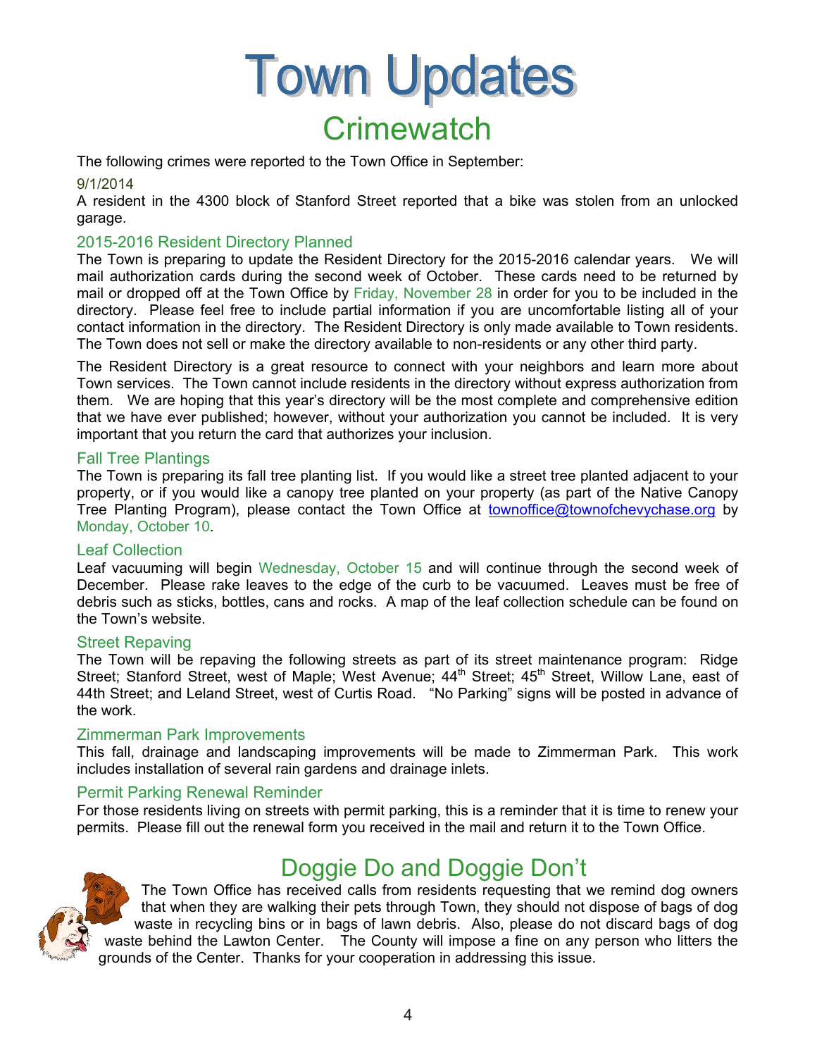# Town Updates

## Crimewatch

The following crimes were reported to the Town Office in September:

9/1/2014

A resident in the 4300 block of Stanford Street reported that a bike was stolen from an unlocked garage.

### 2015-2016 Resident Directory Planned

The Town is preparing to update the Resident Directory for the 2015-2016 calendar years. We will mail authorization cards during the second week of October. These cards need to be returned by mail or dropped off at the Town Office by Friday, November 28 in order for you to be included in the directory. Please feel free to include partial information if you are uncomfortable listing all of your contact information in the directory. The Resident Directory is only made available to Town residents. The Town does not sell or make the directory available to non-residents or any other third party.

The Resident Directory is a great resource to connect with your neighbors and learn more about Town services. The Town cannot include residents in the directory without express authorization from them. We are hoping that this year's directory will be the most complete and comprehensive edition that we have ever published; however, without your authorization you cannot be included. It is very important that you return the card that authorizes your inclusion.

### Fall Tree Plantings

The Town is preparing its fall tree planting list. If you would like a street tree planted adjacent to your property, or if you would like a canopy tree planted on your property (as part of the Native Canopy Tree Planting Program), please contact the Town Office at townoffice@townofchevychase.org by Monday, October 10.

### Leaf Collection

Leaf vacuuming will begin Wednesday, October 15 and will continue through the second week of December. Please rake leaves to the edge of the curb to be vacuumed. Leaves must be free of debris such as sticks, bottles, cans and rocks. A map of the leaf collection schedule can be found on the Town's website.

### Street Repaving

The Town will be repaving the following streets as part of its street maintenance program: Ridge Street; Stanford Street, west of Maple; West Avenue; 44th Street; 45th Street, Willow Lane, east of 44th Street; and Leland Street, west of Curtis Road. "No Parking" signs will be posted in advance of the work.

### Zimmerman Park Improvements

This fall, drainage and landscaping improvements will be made to Zimmerman Park. This work includes installation of several rain gardens and drainage inlets.

### Permit Parking Renewal Reminder

For those residents living on streets with permit parking, this is a reminder that it is time to renew your permits. Please fill out the renewal form you received in the mail and return it to the Town Office.

## Doggie Do and Doggie Don't

The Town Office has received calls from residents requesting that we remind dog owners that when they are walking their pets through Town, they should not dispose of bags of dog waste in recycling bins or in bags of lawn debris. Also, please do not discard bags of dog waste behind the Lawton Center. The County will impose a fine on any person who litters the grounds of the Center. Thanks for your cooperation in addressing this issue.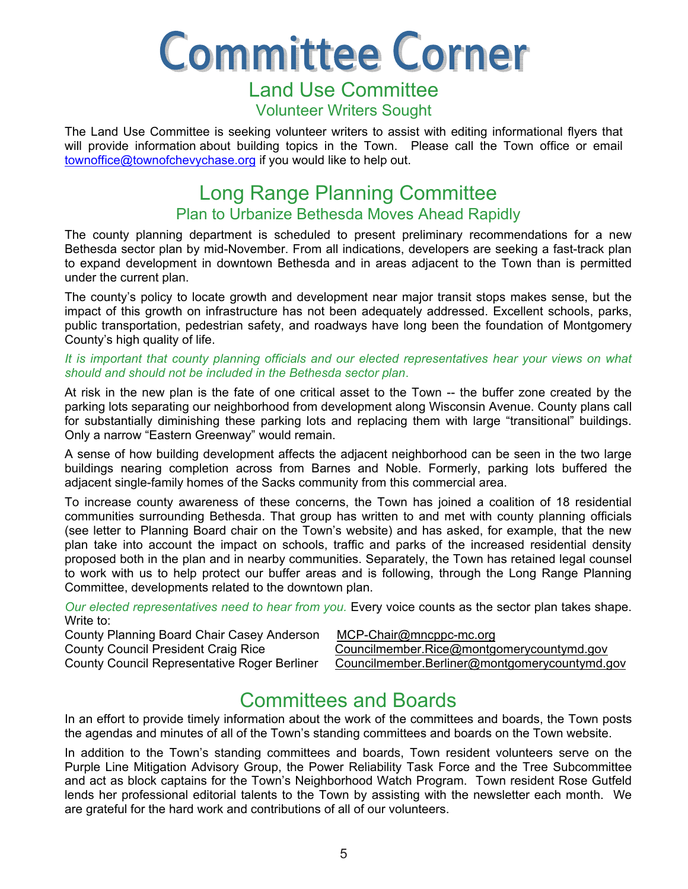# Committee Corner

## Land Use Committee

### Volunteer Writers Sought

The Land Use Committee is seeking volunteer writers to assist with editing informational flyers that will provide information about building topics in the Town. Please call the Town office or email townoffice@townofchevychase.org if you would like to help out.

## Long Range Planning Committee

### Plan to Urbanize Bethesda Moves Ahead Rapidly

The county planning department is scheduled to present preliminary recommendations for a new Bethesda sector plan by mid-November. From all indications, developers are seeking a fast-track plan to expand development in downtown Bethesda and in areas adjacent to the Town than is permitted under the current plan.

The county's policy to locate growth and development near major transit stops makes sense, but the impact of this growth on infrastructure has not been adequately addressed. Excellent schools, parks, public transportation, pedestrian safety, and roadways have long been the foundation of Montgomery County's high quality of life.

*It is important that county planning officials and our elected representatives hear your views on what should and should not be included in the Bethesda sector plan.*

At risk in the new plan is the fate of one critical asset to the Town -- the buffer zone created by the parking lots separating our neighborhood from development along Wisconsin Avenue. County plans call for substantially diminishing these parking lots and replacing them with large "transitional" buildings. Only a narrow "Eastern Greenway" would remain.

A sense of how building development affects the adjacent neighborhood can be seen in the two large buildings nearing completion across from Barnes and Noble. Formerly, parking lots buffered the adjacent single-family homes of the Sacks community from this commercial area.

To increase county awareness of these concerns, the Town has joined a coalition of 18 residential communities surrounding Bethesda. That group has written to and met with county planning officials (see letter to Planning Board chair on the Town's website) and has asked, for example, that the new plan take into account the impact on schools, traffic and parks of the increased residential density proposed both in the plan and in nearby communities. Separately, the Town has retained legal counsel to work with us to help protect our buffer areas and is following, through the Long Range Planning Committee, developments related to the downtown plan.

*Our elected representatives need to hear from you.* Every voice counts as the sector plan takes shape. Write to:

County Planning Board Chair Casey Anderson — MCP-Chair@mncppc-mc.org
County Council President Craig Rice — Councilmember.Rice@montgomerycountymd.gov
County Council Representative Roger Berliner — Councilmember.Berliner@montgomerycountymd.gov

## Committees and Boards

In an effort to provide timely information about the work of the committees and boards, the Town posts the agendas and minutes of all of the Town's standing committees and boards on the Town website.

In addition to the Town's standing committees and boards, Town resident volunteers serve on the Purple Line Mitigation Advisory Group, the Power Reliability Task Force and the Tree Subcommittee and act as block captains for the Town's Neighborhood Watch Program. Town resident Rose Gutfeld lends her professional editorial talents to the Town by assisting with the newsletter each month. We are grateful for the hard work and contributions of all of our volunteers.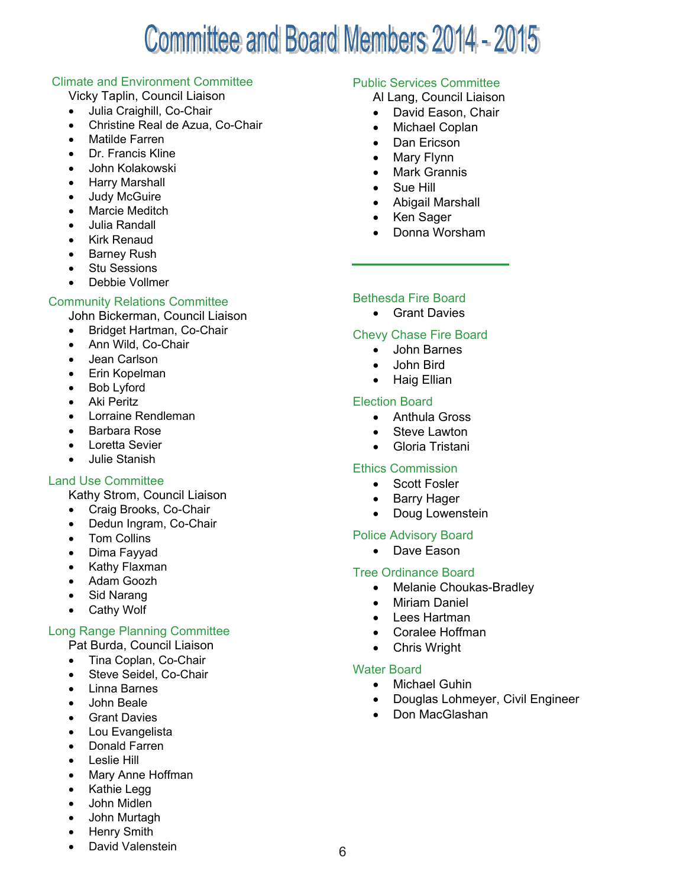# Committee and Board Members 2014 - 2015

## Climate and Environment Committee

Vicky Taplin, Council Liaison

- Julia Craighill, Co-Chair
- Christine Real de Azua, Co-Chair
- Matilde Farren
- Dr. Francis Kline
- John Kolakowski
- Harry Marshall
- Judy McGuire
- Marcie Meditch
- Julia Randall
- Kirk Renaud
- Barney Rush
- Stu Sessions
- Debbie Vollmer

## Community Relations Committee

John Bickerman, Council Liaison

- Bridget Hartman, Co-Chair
- Ann Wild, Co-Chair
- Jean Carlson
- Erin Kopelman
- Bob Lyford
- Aki Peritz
- Lorraine Rendleman
- Barbara Rose
- Loretta Sevier
- Julie Stanish

## Land Use Committee

Kathy Strom, Council Liaison

- Craig Brooks, Co-Chair
- Dedun Ingram, Co-Chair
- Tom Collins
- Dima Fayyad
- Kathy Flaxman
- Adam Goozh
- Sid Narang
- Cathy Wolf

## Long Range Planning Committee

Pat Burda, Council Liaison

- Tina Coplan, Co-Chair
- Steve Seidel, Co-Chair
- Linna Barnes
- John Beale
- Grant Davies
- Lou Evangelista
- Donald Farren
- Leslie Hill
- Mary Anne Hoffman
- Kathie Legg
- John Midlen
- John Murtagh
- Henry Smith
- David Valenstein

## Public Services Committee

Al Lang, Council Liaison

- David Eason, Chair
- Michael Coplan
- Dan Ericson
- Mary Flynn
- Mark Grannis
- Sue Hill
- Abigail Marshall
- Ken Sager
- Donna Worsham

---

## Bethesda Fire Board

- Grant Davies

## Chevy Chase Fire Board

- John Barnes
- John Bird
- Haig Ellian

## Election Board

- Anthula Gross
- Steve Lawton
- Gloria Tristani

## Ethics Commission

- Scott Fosler
- Barry Hager
- Doug Lowenstein

## Police Advisory Board

- Dave Eason

## Tree Ordinance Board

- Melanie Choukas-Bradley
- Miriam Daniel
- Lees Hartman
- Coralee Hoffman
- Chris Wright

## Water Board

- Michael Guhin
- Douglas Lohmeyer, Civil Engineer
- Don MacGlashan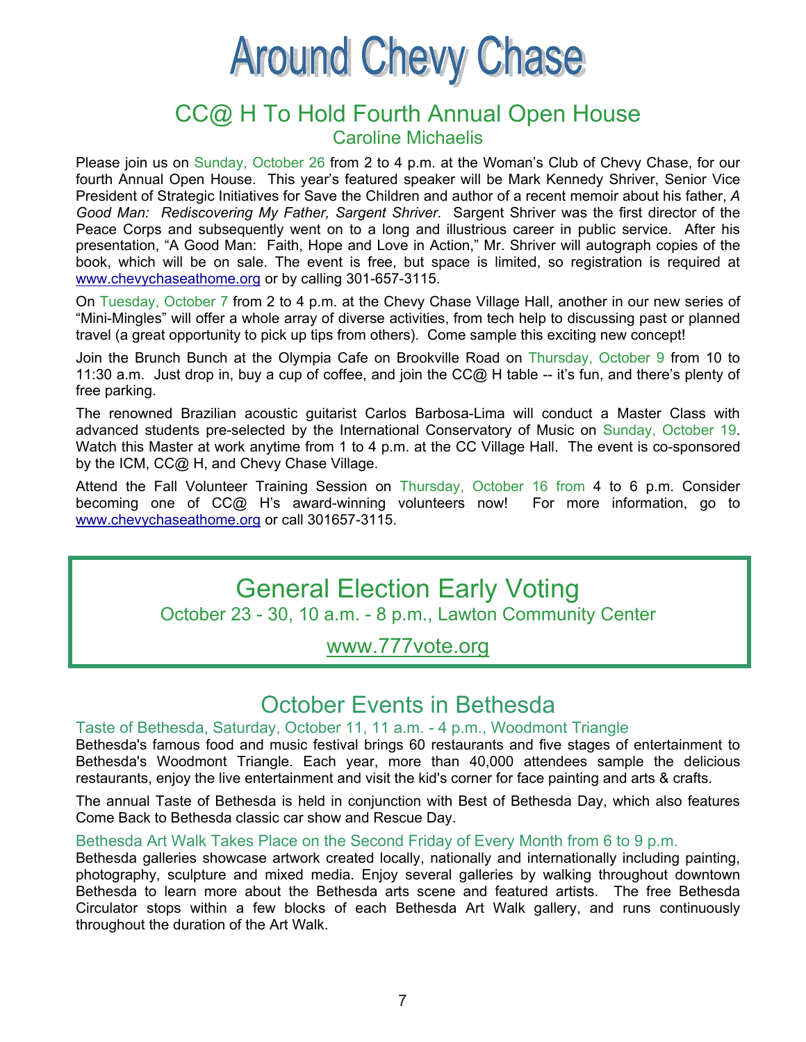# Around Chevy Chase

## CC@ H To Hold Fourth Annual Open House

### Caroline Michaelis

Please join us on Sunday, October 26 from 2 to 4 p.m. at the Woman's Club of Chevy Chase, for our fourth Annual Open House. This year's featured speaker will be Mark Kennedy Shriver, Senior Vice President of Strategic Initiatives for Save the Children and author of a recent memoir about his father, *A Good Man: Rediscovering My Father, Sargent Shriver.* Sargent Shriver was the first director of the Peace Corps and subsequently went on to a long and illustrious career in public service. After his presentation, "A Good Man: Faith, Hope and Love in Action," Mr. Shriver will autograph copies of the book, which will be on sale. The event is free, but space is limited, so registration is required at www.chevychaseathome.org or by calling 301-657-3115.

On Tuesday, October 7 from 2 to 4 p.m. at the Chevy Chase Village Hall, another in our new series of "Mini-Mingles" will offer a whole array of diverse activities, from tech help to discussing past or planned travel (a great opportunity to pick up tips from others). Come sample this exciting new concept!

Join the Brunch Bunch at the Olympia Cafe on Brookville Road on Thursday, October 9 from 10 to 11:30 a.m. Just drop in, buy a cup of coffee, and join the CC@ H table -- it's fun, and there's plenty of free parking.

The renowned Brazilian acoustic guitarist Carlos Barbosa-Lima will conduct a Master Class with advanced students pre-selected by the International Conservatory of Music on Sunday, October 19. Watch this Master at work anytime from 1 to 4 p.m. at the CC Village Hall. The event is co-sponsored by the ICM, CC@ H, and Chevy Chase Village.

Attend the Fall Volunteer Training Session on Thursday, October 16 from 4 to 6 p.m. Consider becoming one of CC@ H's award-winning volunteers now! For more information, go to www.chevychaseathome.org or call 301657-3115.

## General Election Early Voting

October 23 - 30, 10 a.m. - 8 p.m., Lawton Community Center

www.777vote.org

## October Events in Bethesda

### Taste of Bethesda, Saturday, October 11, 11 a.m. - 4 p.m., Woodmont Triangle

Bethesda's famous food and music festival brings 60 restaurants and five stages of entertainment to Bethesda's Woodmont Triangle. Each year, more than 40,000 attendees sample the delicious restaurants, enjoy the live entertainment and visit the kid's corner for face painting and arts & crafts.

The annual Taste of Bethesda is held in conjunction with Best of Bethesda Day, which also features Come Back to Bethesda classic car show and Rescue Day.

### Bethesda Art Walk Takes Place on the Second Friday of Every Month from 6 to 9 p.m.

Bethesda galleries showcase artwork created locally, nationally and internationally including painting, photography, sculpture and mixed media. Enjoy several galleries by walking throughout downtown Bethesda to learn more about the Bethesda arts scene and featured artists. The free Bethesda Circulator stops within a few blocks of each Bethesda Art Walk gallery, and runs continuously throughout the duration of the Art Walk.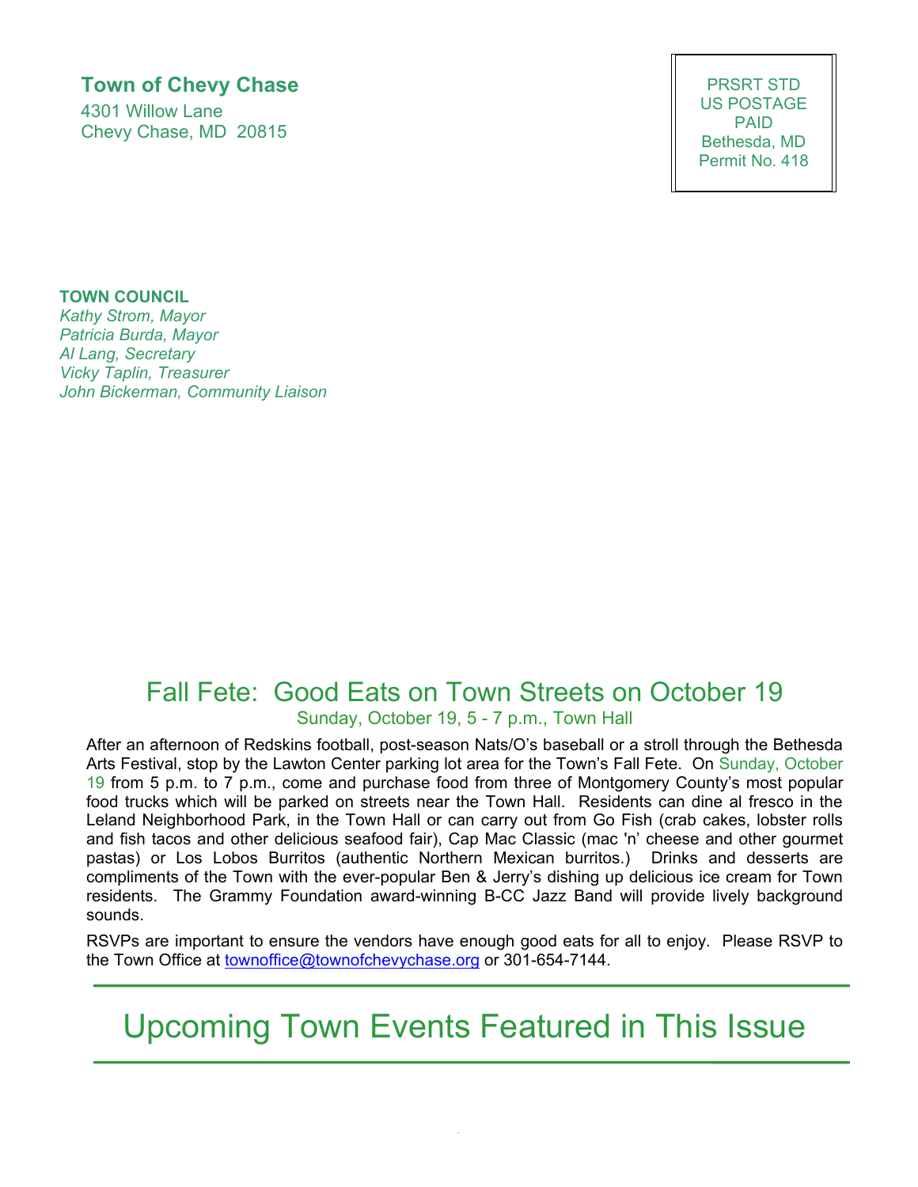**Town of Chevy Chase**
4301 Willow Lane
Chevy Chase, MD 20815

PRSRT STD
US POSTAGE
PAID
Bethesda, MD
Permit No. 418

**TOWN COUNCIL**
*Kathy Strom, Mayor*
*Patricia Burda, Mayor*
*Al Lang, Secretary*
*Vicky Taplin, Treasurer*
*John Bickerman, Community Liaison*

## Fall Fete: Good Eats on Town Streets on October 19

Sunday, October 19, 5 - 7 p.m., Town Hall

After an afternoon of Redskins football, post-season Nats/O's baseball or a stroll through the Bethesda Arts Festival, stop by the Lawton Center parking lot area for the Town's Fall Fete. On Sunday, October 19 from 5 p.m. to 7 p.m., come and purchase food from three of Montgomery County's most popular food trucks which will be parked on streets near the Town Hall. Residents can dine al fresco in the Leland Neighborhood Park, in the Town Hall or can carry out from Go Fish (crab cakes, lobster rolls and fish tacos and other delicious seafood fair), Cap Mac Classic (mac 'n' cheese and other gourmet pastas) or Los Lobos Burritos (authentic Northern Mexican burritos.) Drinks and desserts are compliments of the Town with the ever-popular Ben & Jerry's dishing up delicious ice cream for Town residents. The Grammy Foundation award-winning B-CC Jazz Band will provide lively background sounds.

RSVPs are important to ensure the vendors have enough good eats for all to enjoy. Please RSVP to the Town Office at townoffice@townofchevychase.org or 301-654-7144.

# Upcoming Town Events Featured in This Issue